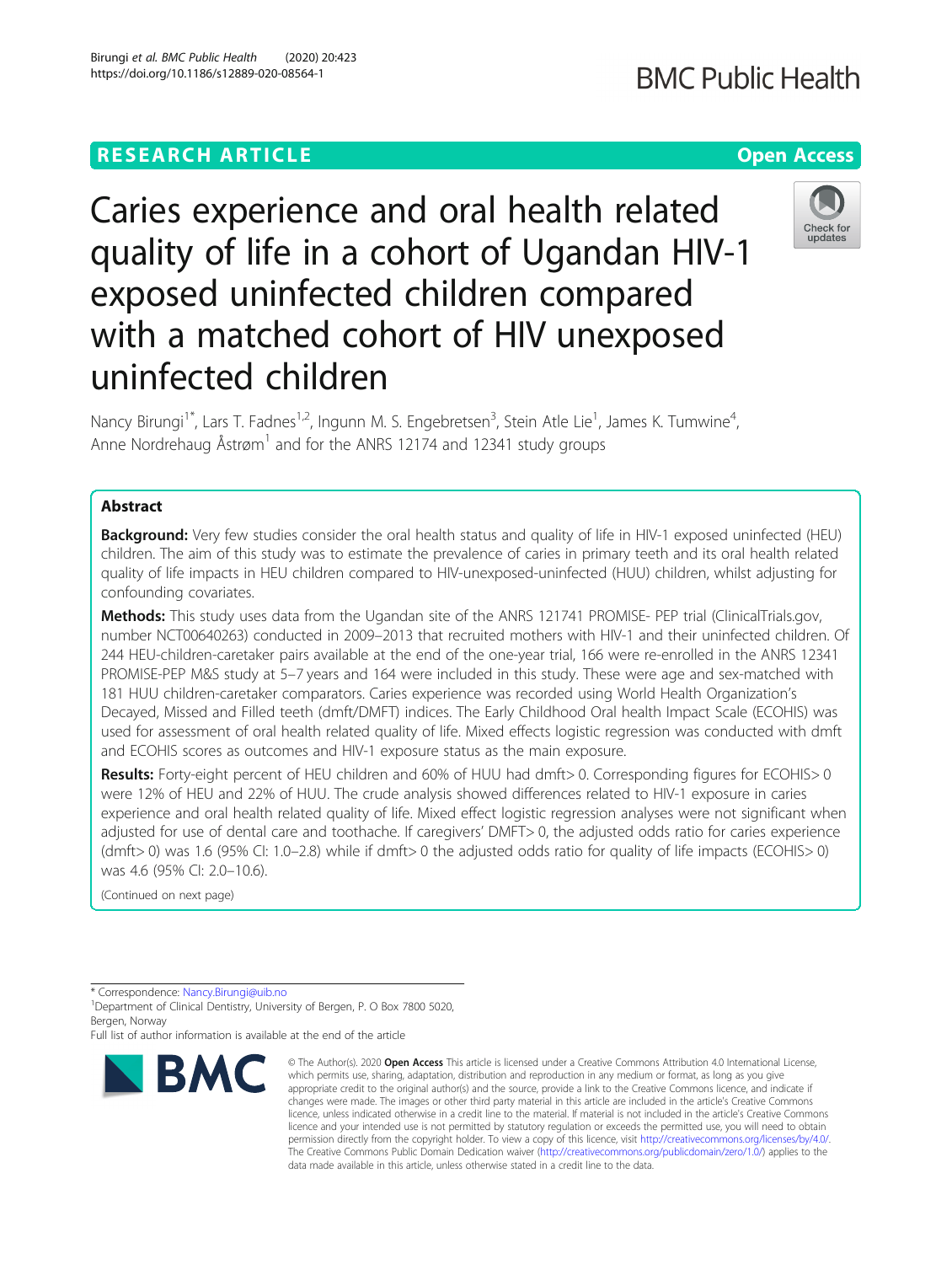RESEARCH ARTICLE

Open Access

# Caries experience and oral health related quality of life in a cohort of Ugandan HIV-1 exposed uninfected children compared with a matched cohort of HIV unexposed uninfected children

Nancy Birungi[1*], Lars T. Fadnes[1,2], Ingunn M. S. Engebretsen[3], Stein Atle Lie[1], James K. Tumwine[4], Anne Nordrehaug Åstrøm[1] and for the ANRS 12174 and 12341 study groups

## Abstract

**Background:** Very few studies consider the oral health status and quality of life in HIV-1 exposed uninfected (HEU) children. The aim of this study was to estimate the prevalence of caries in primary teeth and its oral health related quality of life impacts in HEU children compared to HIV-unexposed-uninfected (HUU) children, whilst adjusting for confounding covariates.

**Methods:** This study uses data from the Ugandan site of the ANRS 121741 PROMISE- PEP trial (ClinicalTrials.gov, number NCT00640263) conducted in 2009–2013 that recruited mothers with HIV-1 and their uninfected children. Of 244 HEU-children-caretaker pairs available at the end of the one-year trial, 166 were re-enrolled in the ANRS 12341 PROMISE-PEP M&S study at 5–7 years and 164 were included in this study. These were age and sex-matched with 181 HUU children-caretaker comparators. Caries experience was recorded using World Health Organization's Decayed, Missed and Filled teeth (dmft/DMFT) indices. The Early Childhood Oral health Impact Scale (ECOHIS) was used for assessment of oral health related quality of life. Mixed effects logistic regression was conducted with dmft and ECOHIS scores as outcomes and HIV-1 exposure status as the main exposure.

**Results:** Forty-eight percent of HEU children and 60% of HUU had dmft> 0. Corresponding figures for ECOHIS> 0 were 12% of HEU and 22% of HUU. The crude analysis showed differences related to HIV-1 exposure in caries experience and oral health related quality of life. Mixed effect logistic regression analyses were not significant when adjusted for use of dental care and toothache. If caregivers' DMFT> 0, the adjusted odds ratio for caries experience (dmft> 0) was 1.6 (95% CI: 1.0–2.8) while if dmft> 0 the adjusted odds ratio for quality of life impacts (ECOHIS> 0) was 4.6 (95% CI: 2.0–10.6).

(Continued on next page)

* Correspondence: Nancy.Birungi@uib.no

[1]Department of Clinical Dentistry, University of Bergen, P. O Box 7800 5020, Bergen, Norway

Full list of author information is available at the end of the article

© The Author(s). 2020 **Open Access** This article is licensed under a Creative Commons Attribution 4.0 International License, which permits use, sharing, adaptation, distribution and reproduction in any medium or format, as long as you give appropriate credit to the original author(s) and the source, provide a link to the Creative Commons licence, and indicate if changes were made. The images or other third party material in this article are included in the article's Creative Commons licence, unless indicated otherwise in a credit line to the material. If material is not included in the article's Creative Commons licence and your intended use is not permitted by statutory regulation or exceeds the permitted use, you will need to obtain permission directly from the copyright holder. To view a copy of this licence, visit http://creativecommons.org/licenses/by/4.0/. The Creative Commons Public Domain Dedication waiver (http://creativecommons.org/publicdomain/zero/1.0/) applies to the data made available in this article, unless otherwise stated in a credit line to the data.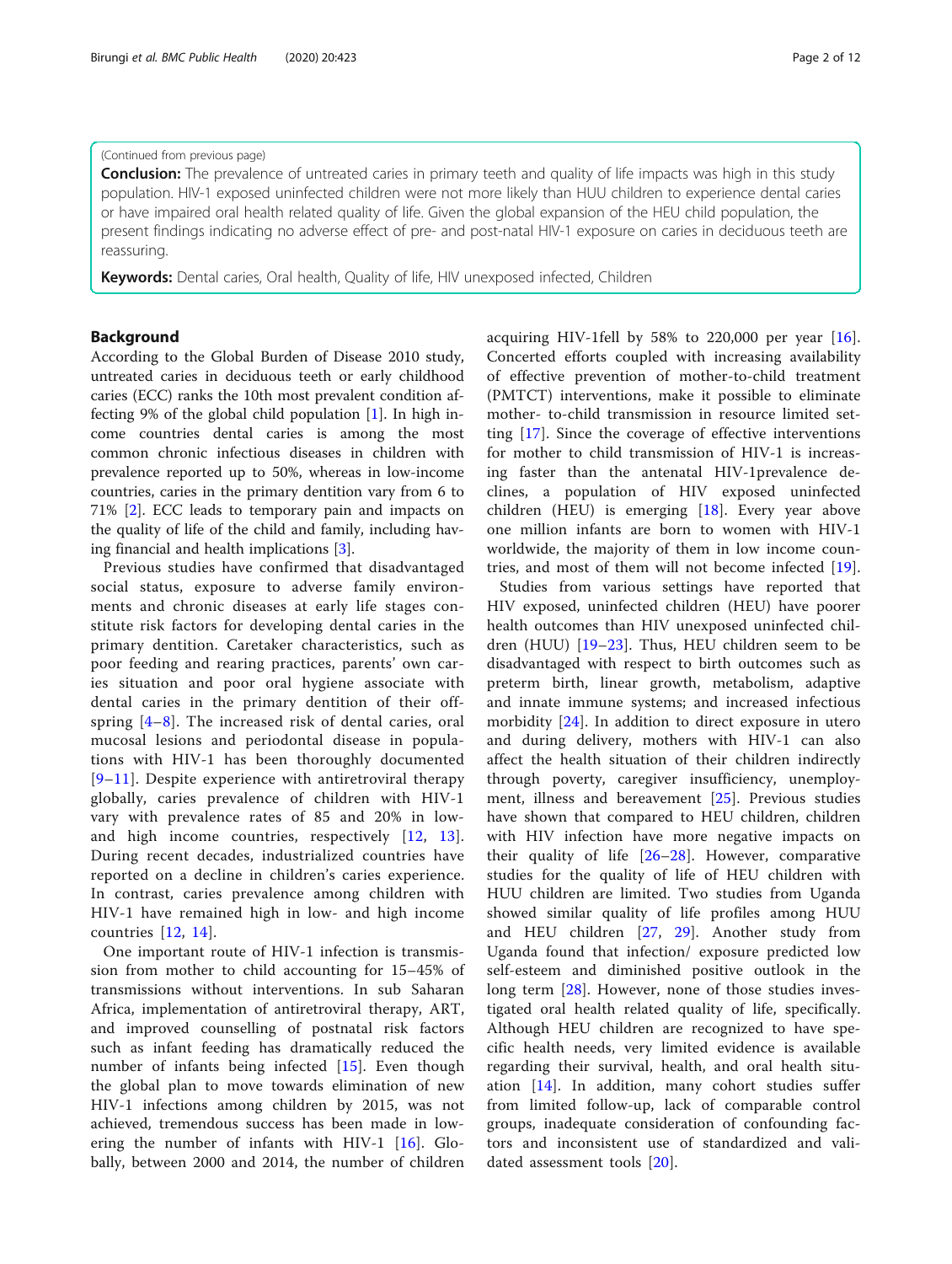(Continued from previous page)

**Conclusion:** The prevalence of untreated caries in primary teeth and quality of life impacts was high in this study population. HIV-1 exposed uninfected children were not more likely than HUU children to experience dental caries or have impaired oral health related quality of life. Given the global expansion of the HEU child population, the present findings indicating no adverse effect of pre- and post-natal HIV-1 exposure on caries in deciduous teeth are reassuring.

**Keywords:** Dental caries, Oral health, Quality of life, HIV unexposed infected, Children

## Background

According to the Global Burden of Disease 2010 study, untreated caries in deciduous teeth or early childhood caries (ECC) ranks the 10th most prevalent condition affecting 9% of the global child population [1]. In high income countries dental caries is among the most common chronic infectious diseases in children with prevalence reported up to 50%, whereas in low-income countries, caries in the primary dentition vary from 6 to 71% [2]. ECC leads to temporary pain and impacts on the quality of life of the child and family, including having financial and health implications [3].

Previous studies have confirmed that disadvantaged social status, exposure to adverse family environments and chronic diseases at early life stages constitute risk factors for developing dental caries in the primary dentition. Caretaker characteristics, such as poor feeding and rearing practices, parents' own caries situation and poor oral hygiene associate with dental caries in the primary dentition of their offspring [4–8]. The increased risk of dental caries, oral mucosal lesions and periodontal disease in populations with HIV-1 has been thoroughly documented [9–11]. Despite experience with antiretroviral therapy globally, caries prevalence of children with HIV-1 vary with prevalence rates of 85 and 20% in low- and high income countries, respectively [12, 13]. During recent decades, industrialized countries have reported on a decline in children's caries experience. In contrast, caries prevalence among children with HIV-1 have remained high in low- and high income countries [12, 14].

One important route of HIV-1 infection is transmission from mother to child accounting for 15–45% of transmissions without interventions. In sub Saharan Africa, implementation of antiretroviral therapy, ART, and improved counselling of postnatal risk factors such as infant feeding has dramatically reduced the number of infants being infected [15]. Even though the global plan to move towards elimination of new HIV-1 infections among children by 2015, was not achieved, tremendous success has been made in lowering the number of infants with HIV-1 [16]. Globally, between 2000 and 2014, the number of children acquiring HIV-1fell by 58% to 220,000 per year [16]. Concerted efforts coupled with increasing availability of effective prevention of mother-to-child treatment (PMTCT) interventions, make it possible to eliminate mother- to-child transmission in resource limited setting [17]. Since the coverage of effective interventions for mother to child transmission of HIV-1 is increasing faster than the antenatal HIV-1prevalence declines, a population of HIV exposed uninfected children (HEU) is emerging [18]. Every year above one million infants are born to women with HIV-1 worldwide, the majority of them in low income countries, and most of them will not become infected [19].

Studies from various settings have reported that HIV exposed, uninfected children (HEU) have poorer health outcomes than HIV unexposed uninfected children (HUU) [19–23]. Thus, HEU children seem to be disadvantaged with respect to birth outcomes such as preterm birth, linear growth, metabolism, adaptive and innate immune systems; and increased infectious morbidity [24]. In addition to direct exposure in utero and during delivery, mothers with HIV-1 can also affect the health situation of their children indirectly through poverty, caregiver insufficiency, unemployment, illness and bereavement [25]. Previous studies have shown that compared to HEU children, children with HIV infection have more negative impacts on their quality of life [26–28]. However, comparative studies for the quality of life of HEU children with HUU children are limited. Two studies from Uganda showed similar quality of life profiles among HUU and HEU children [27, 29]. Another study from Uganda found that infection/ exposure predicted low self-esteem and diminished positive outlook in the long term [28]. However, none of those studies investigated oral health related quality of life, specifically. Although HEU children are recognized to have specific health needs, very limited evidence is available regarding their survival, health, and oral health situation [14]. In addition, many cohort studies suffer from limited follow-up, lack of comparable control groups, inadequate consideration of confounding factors and inconsistent use of standardized and validated assessment tools [20].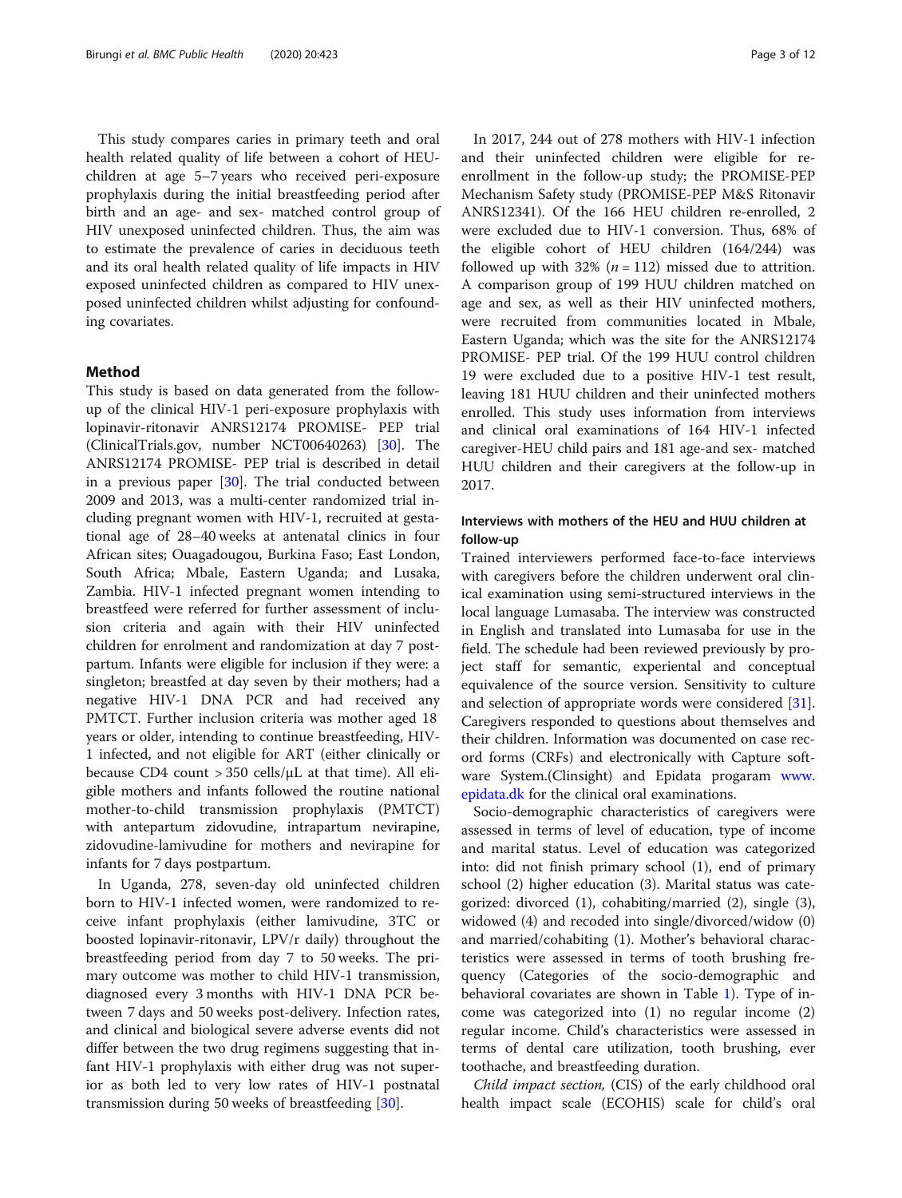This study compares caries in primary teeth and oral health related quality of life between a cohort of HEU-children at age 5–7 years who received peri-exposure prophylaxis during the initial breastfeeding period after birth and an age- and sex- matched control group of HIV unexposed uninfected children. Thus, the aim was to estimate the prevalence of caries in deciduous teeth and its oral health related quality of life impacts in HIV exposed uninfected children as compared to HIV unexposed uninfected children whilst adjusting for confounding covariates.

## Method

This study is based on data generated from the follow-up of the clinical HIV-1 peri-exposure prophylaxis with lopinavir-ritonavir ANRS12174 PROMISE- PEP trial (ClinicalTrials.gov, number NCT00640263) [30]. The ANRS12174 PROMISE- PEP trial is described in detail in a previous paper [30]. The trial conducted between 2009 and 2013, was a multi-center randomized trial including pregnant women with HIV-1, recruited at gestational age of 28–40 weeks at antenatal clinics in four African sites; Ouagadougou, Burkina Faso; East London, South Africa; Mbale, Eastern Uganda; and Lusaka, Zambia. HIV-1 infected pregnant women intending to breastfeed were referred for further assessment of inclusion criteria and again with their HIV uninfected children for enrolment and randomization at day 7 postpartum. Infants were eligible for inclusion if they were: a singleton; breastfed at day seven by their mothers; had a negative HIV-1 DNA PCR and had received any PMTCT. Further inclusion criteria was mother aged 18 years or older, intending to continue breastfeeding, HIV-1 infected, and not eligible for ART (either clinically or because CD4 count > 350 cells/μL at that time). All eligible mothers and infants followed the routine national mother-to-child transmission prophylaxis (PMTCT) with antepartum zidovudine, intrapartum nevirapine, zidovudine-lamivudine for mothers and nevirapine for infants for 7 days postpartum.

In Uganda, 278, seven-day old uninfected children born to HIV-1 infected women, were randomized to receive infant prophylaxis (either lamivudine, 3TC or boosted lopinavir-ritonavir, LPV/r daily) throughout the breastfeeding period from day 7 to 50 weeks. The primary outcome was mother to child HIV-1 transmission, diagnosed every 3 months with HIV-1 DNA PCR between 7 days and 50 weeks post-delivery. Infection rates, and clinical and biological severe adverse events did not differ between the two drug regimens suggesting that infant HIV-1 prophylaxis with either drug was not superior as both led to very low rates of HIV-1 postnatal transmission during 50 weeks of breastfeeding [30].

In 2017, 244 out of 278 mothers with HIV-1 infection and their uninfected children were eligible for re-enrollment in the follow-up study; the PROMISE-PEP Mechanism Safety study (PROMISE-PEP M&S Ritonavir ANRS12341). Of the 166 HEU children re-enrolled, 2 were excluded due to HIV-1 conversion. Thus, 68% of the eligible cohort of HEU children (164/244) was followed up with 32% ($n = 112$) missed due to attrition. A comparison group of 199 HUU children matched on age and sex, as well as their HIV uninfected mothers, were recruited from communities located in Mbale, Eastern Uganda; which was the site for the ANRS12174 PROMISE- PEP trial. Of the 199 HUU control children 19 were excluded due to a positive HIV-1 test result, leaving 181 HUU children and their uninfected mothers enrolled. This study uses information from interviews and clinical oral examinations of 164 HIV-1 infected caregiver-HEU child pairs and 181 age-and sex- matched HUU children and their caregivers at the follow-up in 2017.

### Interviews with mothers of the HEU and HUU children at follow-up

Trained interviewers performed face-to-face interviews with caregivers before the children underwent oral clinical examination using semi-structured interviews in the local language Lumasaba. The interview was constructed in English and translated into Lumasaba for use in the field. The schedule had been reviewed previously by project staff for semantic, experiential and conceptual equivalence of the source version. Sensitivity to culture and selection of appropriate words were considered [31]. Caregivers responded to questions about themselves and their children. Information was documented on case record forms (CRFs) and electronically with Capture software System.(Clinsight) and Epidata progaram www.epidata.dk for the clinical oral examinations.

Socio-demographic characteristics of caregivers were assessed in terms of level of education, type of income and marital status. Level of education was categorized into: did not finish primary school (1), end of primary school (2) higher education (3). Marital status was categorized: divorced (1), cohabiting/married (2), single (3), widowed (4) and recoded into single/divorced/widow (0) and married/cohabiting (1). Mother's behavioral characteristics were assessed in terms of tooth brushing frequency (Categories of the socio-demographic and behavioral covariates are shown in Table 1). Type of income was categorized into (1) no regular income (2) regular income. Child's characteristics were assessed in terms of dental care utilization, tooth brushing, ever toothache, and breastfeeding duration.

*Child impact section,* (CIS) of the early childhood oral health impact scale (ECOHIS) scale for child's oral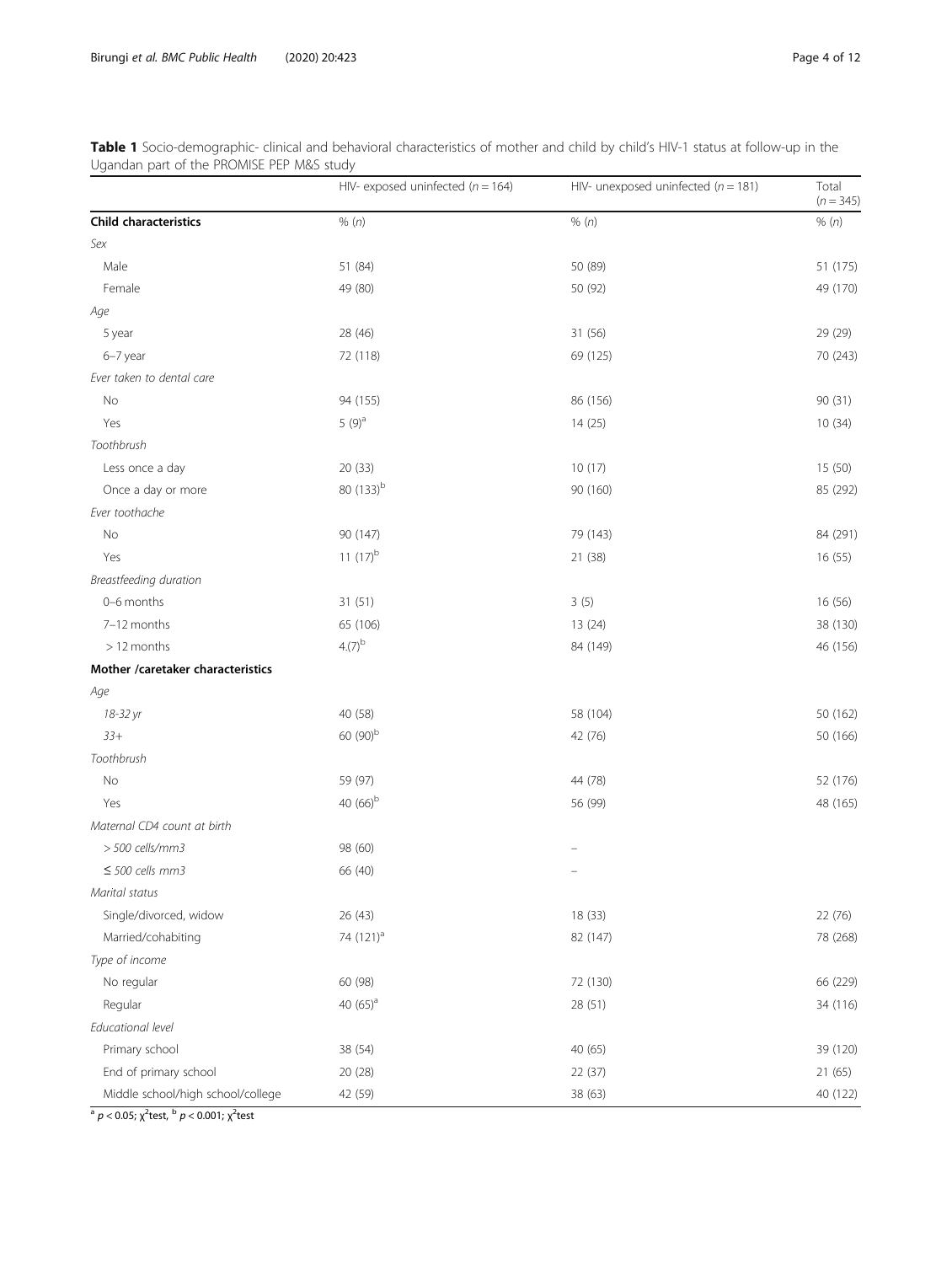**Table 1** Socio-demographic- clinical and behavioral characteristics of mother and child by child's HIV-1 status at follow-up in the Ugandan part of the PROMISE PEP M&S study

| | HIV- exposed uninfected ($n = 164$) | HIV- unexposed uninfected ($n = 181$) | Total ($n = 345$) |
|---|---|---|---|
| **Child characteristics** | % (*n*) | % (*n*) | % (*n*) |
| *Sex* | | | |
| Male | 51 (84) | 50 (89) | 51 (175) |
| Female | 49 (80) | 50 (92) | 49 (170) |
| *Age* | | | |
| 5 year | 28 (46) | 31 (56) | 29 (29) |
| 6–7 year | 72 (118) | 69 (125) | 70 (243) |
| *Ever taken to dental care* | | | |
| No | 94 (155) | 86 (156) | 90 (31) |
| Yes | 5 (9)[a] | 14 (25) | 10 (34) |
| *Toothbrush* | | | |
| Less once a day | 20 (33) | 10 (17) | 15 (50) |
| Once a day or more | 80 (133)[b] | 90 (160) | 85 (292) |
| *Ever toothache* | | | |
| No | 90 (147) | 79 (143) | 84 (291) |
| Yes | 11 (17)[b] | 21 (38) | 16 (55) |
| *Breastfeeding duration* | | | |
| 0–6 months | 31 (51) | 3 (5) | 16 (56) |
| 7–12 months | 65 (106) | 13 (24) | 38 (130) |
| > 12 months | 4.(7)[b] | 84 (149) | 46 (156) |
| **Mother /caretaker characteristics** | | | |
| *Age* | | | |
| *18-32 yr* | 40 (58) | 58 (104) | 50 (162) |
| *33+* | 60 (90)[b] | 42 (76) | 50 (166) |
| *Toothbrush* | | | |
| No | 59 (97) | 44 (78) | 52 (176) |
| Yes | 40 (66)[b] | 56 (99) | 48 (165) |
| *Maternal CD4 count at birth* | | | |
| *> 500 cells/mm3* | 98 (60) | – | |
| *≤ 500 cells mm3* | 66 (40) | – | |
| *Marital status* | | | |
| Single/divorced, widow | 26 (43) | 18 (33) | 22 (76) |
| Married/cohabiting | 74 (121)[a] | 82 (147) | 78 (268) |
| *Type of income* | | | |
| No regular | 60 (98) | 72 (130) | 66 (229) |
| Regular | 40 (65)[a] | 28 (51) | 34 (116) |
| *Educational level* | | | |
| Primary school | 38 (54) | 40 (65) | 39 (120) |
| End of primary school | 20 (28) | 22 (37) | 21 (65) |
| Middle school/high school/college | 42 (59) | 38 (63) | 40 (122) |

[a] $p < 0.05$; $\chi^2$test, [b] $p < 0.001$; $\chi^2$test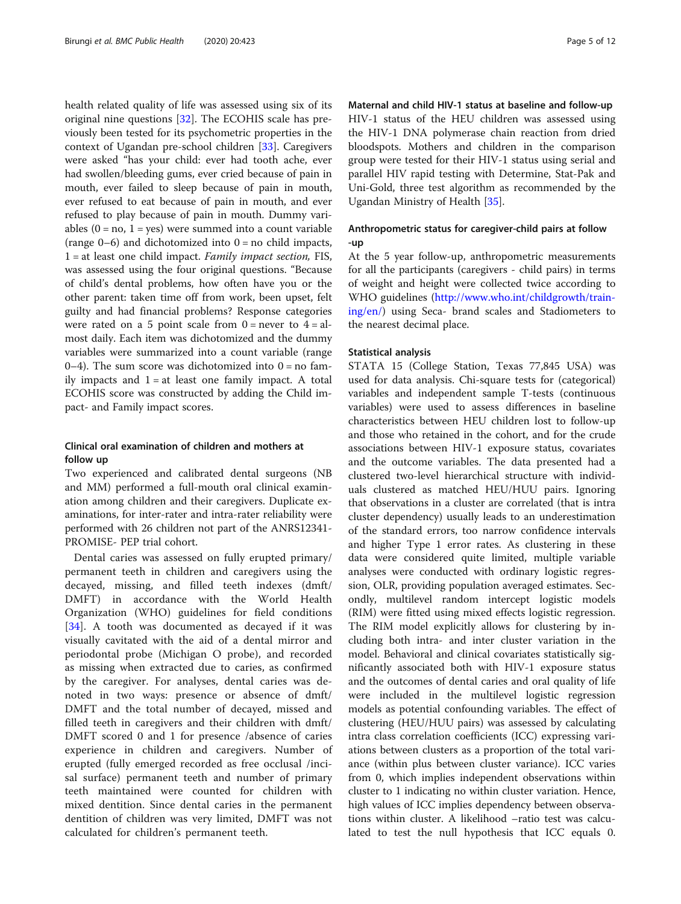health related quality of life was assessed using six of its original nine questions [32]. The ECOHIS scale has previously been tested for its psychometric properties in the context of Ugandan pre-school children [33]. Caregivers were asked "has your child: ever had tooth ache, ever had swollen/bleeding gums, ever cried because of pain in mouth, ever failed to sleep because of pain in mouth, ever refused to eat because of pain in mouth, and ever refused to play because of pain in mouth. Dummy variables (0 = no, 1 = yes) were summed into a count variable (range 0–6) and dichotomized into 0 = no child impacts, 1 = at least one child impact. *Family impact section,* FIS, was assessed using the four original questions. "Because of child's dental problems, how often have you or the other parent: taken time off from work, been upset, felt guilty and had financial problems? Response categories were rated on a 5 point scale from 0 = never to 4 = almost daily. Each item was dichotomized and the dummy variables were summarized into a count variable (range 0–4). The sum score was dichotomized into 0 = no family impacts and 1 = at least one family impact. A total ECOHIS score was constructed by adding the Child impact- and Family impact scores.

### Clinical oral examination of children and mothers at follow up

Two experienced and calibrated dental surgeons (NB and MM) performed a full-mouth oral clinical examination among children and their caregivers. Duplicate examinations, for inter-rater and intra-rater reliability were performed with 26 children not part of the ANRS12341-PROMISE- PEP trial cohort.

Dental caries was assessed on fully erupted primary/permanent teeth in children and caregivers using the decayed, missing, and filled teeth indexes (dmft/DMFT) in accordance with the World Health Organization (WHO) guidelines for field conditions [34]. A tooth was documented as decayed if it was visually cavitated with the aid of a dental mirror and periodontal probe (Michigan O probe), and recorded as missing when extracted due to caries, as confirmed by the caregiver. For analyses, dental caries was denoted in two ways: presence or absence of dmft/DMFT and the total number of decayed, missed and filled teeth in caregivers and their children with dmft/DMFT scored 0 and 1 for presence /absence of caries experience in children and caregivers. Number of erupted (fully emerged recorded as free occlusal /incisal surface) permanent teeth and number of primary teeth maintained were counted for children with mixed dentition. Since dental caries in the permanent dentition of children was very limited, DMFT was not calculated for children's permanent teeth.

### Maternal and child HIV-1 status at baseline and follow-up

HIV-1 status of the HEU children was assessed using the HIV-1 DNA polymerase chain reaction from dried bloodspots. Mothers and children in the comparison group were tested for their HIV-1 status using serial and parallel HIV rapid testing with Determine, Stat-Pak and Uni-Gold, three test algorithm as recommended by the Ugandan Ministry of Health [35].

### Anthropometric status for caregiver-child pairs at follow -up

At the 5 year follow-up, anthropometric measurements for all the participants (caregivers - child pairs) in terms of weight and height were collected twice according to WHO guidelines (http://www.who.int/childgrowth/training/en/) using Seca- brand scales and Stadiometers to the nearest decimal place.

### Statistical analysis

STATA 15 (College Station, Texas 77,845 USA) was used for data analysis. Chi-square tests for (categorical) variables and independent sample T-tests (continuous variables) were used to assess differences in baseline characteristics between HEU children lost to follow-up and those who retained in the cohort, and for the crude associations between HIV-1 exposure status, covariates and the outcome variables. The data presented had a clustered two-level hierarchical structure with individuals clustered as matched HEU/HUU pairs. Ignoring that observations in a cluster are correlated (that is intra cluster dependency) usually leads to an underestimation of the standard errors, too narrow confidence intervals and higher Type 1 error rates. As clustering in these data were considered quite limited, multiple variable analyses were conducted with ordinary logistic regression, OLR, providing population averaged estimates. Secondly, multilevel random intercept logistic models (RIM) were fitted using mixed effects logistic regression. The RIM model explicitly allows for clustering by including both intra- and inter cluster variation in the model. Behavioral and clinical covariates statistically significantly associated both with HIV-1 exposure status and the outcomes of dental caries and oral quality of life were included in the multilevel logistic regression models as potential confounding variables. The effect of clustering (HEU/HUU pairs) was assessed by calculating intra class correlation coefficients (ICC) expressing variations between clusters as a proportion of the total variance (within plus between cluster variance). ICC varies from 0, which implies independent observations within cluster to 1 indicating no within cluster variation. Hence, high values of ICC implies dependency between observations within cluster. A likelihood –ratio test was calculated to test the null hypothesis that ICC equals 0.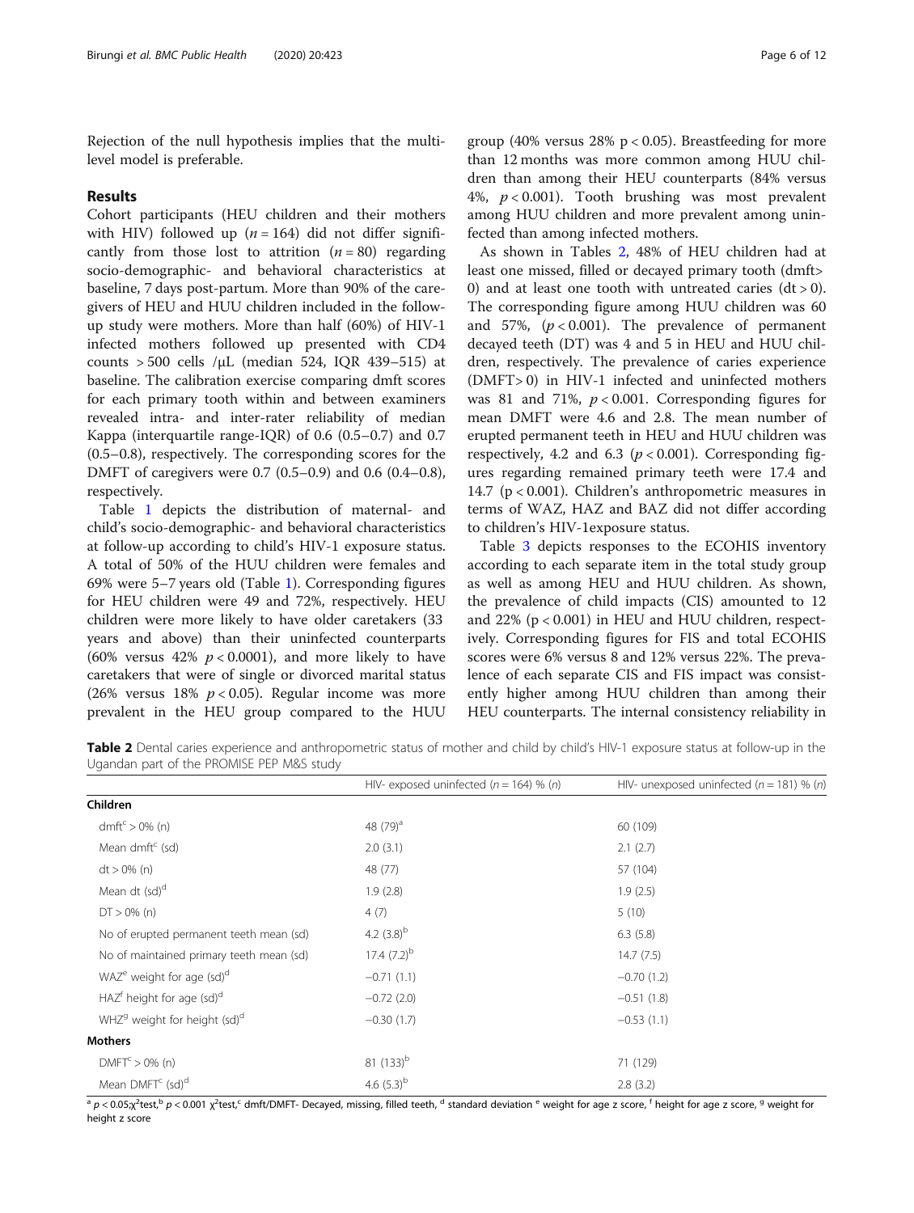Rejection of the null hypothesis implies that the multilevel model is preferable.

## Results

Cohort participants (HEU children and their mothers with HIV) followed up ($n = 164$) did not differ significantly from those lost to attrition ($n = 80$) regarding socio-demographic- and behavioral characteristics at baseline, 7 days post-partum. More than 90% of the caregivers of HEU and HUU children included in the follow-up study were mothers. More than half (60%) of HIV-1 infected mothers followed up presented with CD4 counts > 500 cells /μL (median 524, IQR 439–515) at baseline. The calibration exercise comparing dmft scores for each primary tooth within and between examiners revealed intra- and inter-rater reliability of median Kappa (interquartile range-IQR) of 0.6 (0.5–0.7) and 0.7 (0.5–0.8), respectively. The corresponding scores for the DMFT of caregivers were 0.7 (0.5–0.9) and 0.6 (0.4–0.8), respectively.

Table 1 depicts the distribution of maternal- and child's socio-demographic- and behavioral characteristics at follow-up according to child's HIV-1 exposure status. A total of 50% of the HUU children were females and 69% were 5–7 years old (Table 1). Corresponding figures for HEU children were 49 and 72%, respectively. HEU children were more likely to have older caretakers (33 years and above) than their uninfected counterparts (60% versus 42% $p < 0.0001$), and more likely to have caretakers that were of single or divorced marital status (26% versus 18% $p < 0.05$). Regular income was more prevalent in the HEU group compared to the HUU group (40% versus 28% $p < 0.05$). Breastfeeding for more than 12 months was more common among HUU children than among their HEU counterparts (84% versus 4%, $p < 0.001$). Tooth brushing was most prevalent among HUU children and more prevalent among uninfected than among infected mothers.

As shown in Tables 2, 48% of HEU children had at least one missed, filled or decayed primary tooth (dmft> 0) and at least one tooth with untreated caries (dt > 0). The corresponding figure among HUU children was 60 and 57%, ($p < 0.001$). The prevalence of permanent decayed teeth (DT) was 4 and 5 in HEU and HUU children, respectively. The prevalence of caries experience (DMFT> 0) in HIV-1 infected and uninfected mothers was 81 and 71%, $p < 0.001$. Corresponding figures for mean DMFT were 4.6 and 2.8. The mean number of erupted permanent teeth in HEU and HUU children was respectively, 4.2 and 6.3 ($p < 0.001$). Corresponding figures regarding remained primary teeth were 17.4 and 14.7 ($p < 0.001$). Children's anthropometric measures in terms of WAZ, HAZ and BAZ did not differ according to children's HIV-1exposure status.

Table 3 depicts responses to the ECOHIS inventory according to each separate item in the total study group as well as among HEU and HUU children. As shown, the prevalence of child impacts (CIS) amounted to 12 and 22% ($p < 0.001$) in HEU and HUU children, respectively. Corresponding figures for FIS and total ECOHIS scores were 6% versus 8 and 12% versus 22%. The prevalence of each separate CIS and FIS impact was consistently higher among HUU children than among their HEU counterparts. The internal consistency reliability in

**Table 2** Dental caries experience and anthropometric status of mother and child by child's HIV-1 exposure status at follow-up in the Ugandan part of the PROMISE PEP M&S study

| | HIV- exposed uninfected ($n = 164$) % (n) | HIV- unexposed uninfected ($n = 181$) % (n) |
|---|---|---|
| **Children** | | |
| dmft[c] > 0% (n) | 48 (79)[a] | 60 (109) |
| Mean dmft[c] (sd) | 2.0 (3.1) | 2.1 (2.7) |
| dt > 0% (n) | 48 (77) | 57 (104) |
| Mean dt (sd)[d] | 1.9 (2.8) | 1.9 (2.5) |
| DT > 0% (n) | 4 (7) | 5 (10) |
| No of erupted permanent teeth mean (sd) | 4.2 (3.8)[b] | 6.3 (5.8) |
| No of maintained primary teeth mean (sd) | 17.4 (7.2)[b] | 14.7 (7.5) |
| WAZ[e] weight for age (sd)[d] | −0.71 (1.1) | −0.70 (1.2) |
| HAZ[f] height for age (sd)[d] | −0.72 (2.0) | −0.51 (1.8) |
| WHZ[g] weight for height (sd)[d] | −0.30 (1.7) | −0.53 (1.1) |
| **Mothers** | | |
| DMFT[c] > 0% (n) | 81 (133)[b] | 71 (129) |
| Mean DMFT[c] (sd)[d] | 4.6 (5.3)[b] | 2.8 (3.2) |

[a] $p < 0.05$; $\chi^2$test, [b] $p < 0.001$ $\chi^2$test, [c] dmft/DMFT- Decayed, missing, filled teeth, [d] standard deviation [e] weight for age z score, [f] height for age z score, [g] weight for height z score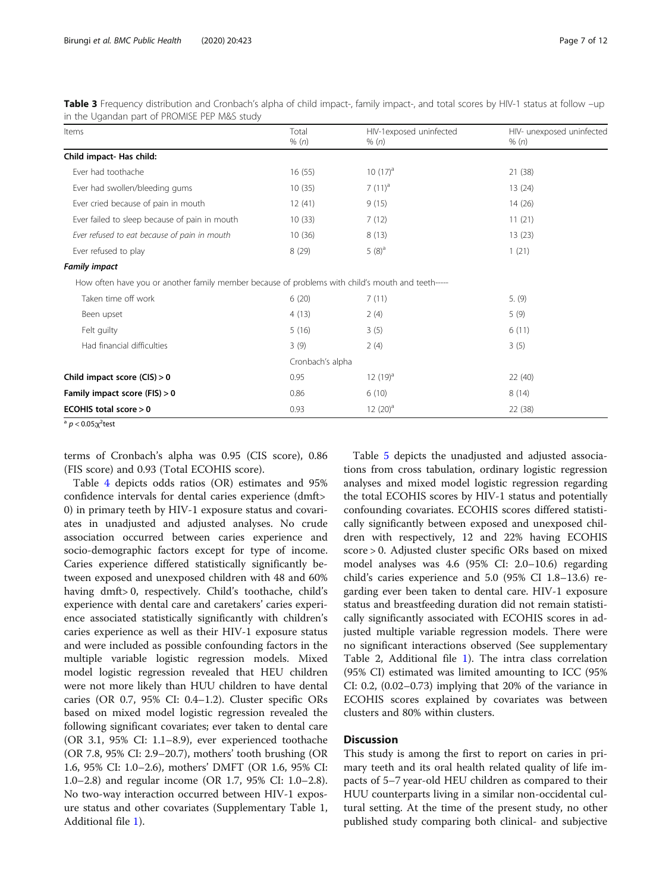**Table 3** Frequency distribution and Cronbach's alpha of child impact-, family impact-, and total scores by HIV-1 status at follow –up in the Ugandan part of PROMISE PEP M&S study

| Items | Total % (*n*) | HIV-1exposed uninfected % (*n*) | HIV- unexposed uninfected % (*n*) |
|---|---|---|---|
| **Child impact- Has child:** | | | |
| Ever had toothache | 16 (55) | 10 (17)[a] | 21 (38) |
| Ever had swollen/bleeding gums | 10 (35) | 7 (11)[a] | 13 (24) |
| Ever cried because of pain in mouth | 12 (41) | 9 (15) | 14 (26) |
| Ever failed to sleep because of pain in mouth | 10 (33) | 7 (12) | 11 (21) |
| *Ever refused to eat because of pain in mouth* | 10 (36) | 8 (13) | 13 (23) |
| Ever refused to play | 8 (29) | 5 (8)[a] | 1 (21) |
| ***Family impact*** | | | |
| How often have you or another family member because of problems with child's mouth and teeth----- | | | |
| Taken time off work | 6 (20) | 7 (11) | 5. (9) |
| Been upset | 4 (13) | 2 (4) | 5 (9) |
| Felt guilty | 5 (16) | 3 (5) | 6 (11) |
| Had financial difficulties | 3 (9) | 2 (4) | 3 (5) |
| | Cronbach's alpha | | |
| **Child impact score (CIS) > 0** | 0.95 | 12 (19)[a] | 22 (40) |
| **Family impact score (FIS) > 0** | 0.86 | 6 (10) | 8 (14) |
| **ECOHIS total score > 0** | 0.93 | 12 (20)[a] | 22 (38) |

[a] $p < 0.05$;$\chi^2$test

terms of Cronbach's alpha was 0.95 (CIS score), 0.86 (FIS score) and 0.93 (Total ECOHIS score).

Table 4 depicts odds ratios (OR) estimates and 95% confidence intervals for dental caries experience (dmft> 0) in primary teeth by HIV-1 exposure status and covariates in unadjusted and adjusted analyses. No crude association occurred between caries experience and socio-demographic factors except for type of income. Caries experience differed statistically significantly between exposed and unexposed children with 48 and 60% having dmft> 0, respectively. Child's toothache, child's experience with dental care and caretakers' caries experience associated statistically significantly with children's caries experience as well as their HIV-1 exposure status and were included as possible confounding factors in the multiple variable logistic regression models. Mixed model logistic regression revealed that HEU children were not more likely than HUU children to have dental caries (OR 0.7, 95% CI: 0.4–1.2). Cluster specific ORs based on mixed model logistic regression revealed the following significant covariates; ever taken to dental care (OR 3.1, 95% CI: 1.1–8.9), ever experienced toothache (OR 7.8, 95% CI: 2.9–20.7), mothers' tooth brushing (OR 1.6, 95% CI: 1.0–2.6), mothers' DMFT (OR 1.6, 95% CI: 1.0–2.8) and regular income (OR 1.7, 95% CI: 1.0–2.8). No two-way interaction occurred between HIV-1 exposure status and other covariates (Supplementary Table 1, Additional file 1).

Table 5 depicts the unadjusted and adjusted associations from cross tabulation, ordinary logistic regression analyses and mixed model logistic regression regarding the total ECOHIS scores by HIV-1 status and potentially confounding covariates. ECOHIS scores differed statistically significantly between exposed and unexposed children with respectively, 12 and 22% having ECOHIS score > 0. Adjusted cluster specific ORs based on mixed model analyses was 4.6 (95% CI: 2.0–10.6) regarding child's caries experience and 5.0 (95% CI 1.8–13.6) regarding ever been taken to dental care. HIV-1 exposure status and breastfeeding duration did not remain statistically significantly associated with ECOHIS scores in adjusted multiple variable regression models. There were no significant interactions observed (See supplementary Table 2, Additional file 1). The intra class correlation (95% CI) estimated was limited amounting to ICC (95% CI: 0.2, (0.02–0.73) implying that 20% of the variance in ECOHIS scores explained by covariates was between clusters and 80% within clusters.

## Discussion

This study is among the first to report on caries in primary teeth and its oral health related quality of life impacts of 5–7 year-old HEU children as compared to their HUU counterparts living in a similar non-occidental cultural setting. At the time of the present study, no other published study comparing both clinical- and subjective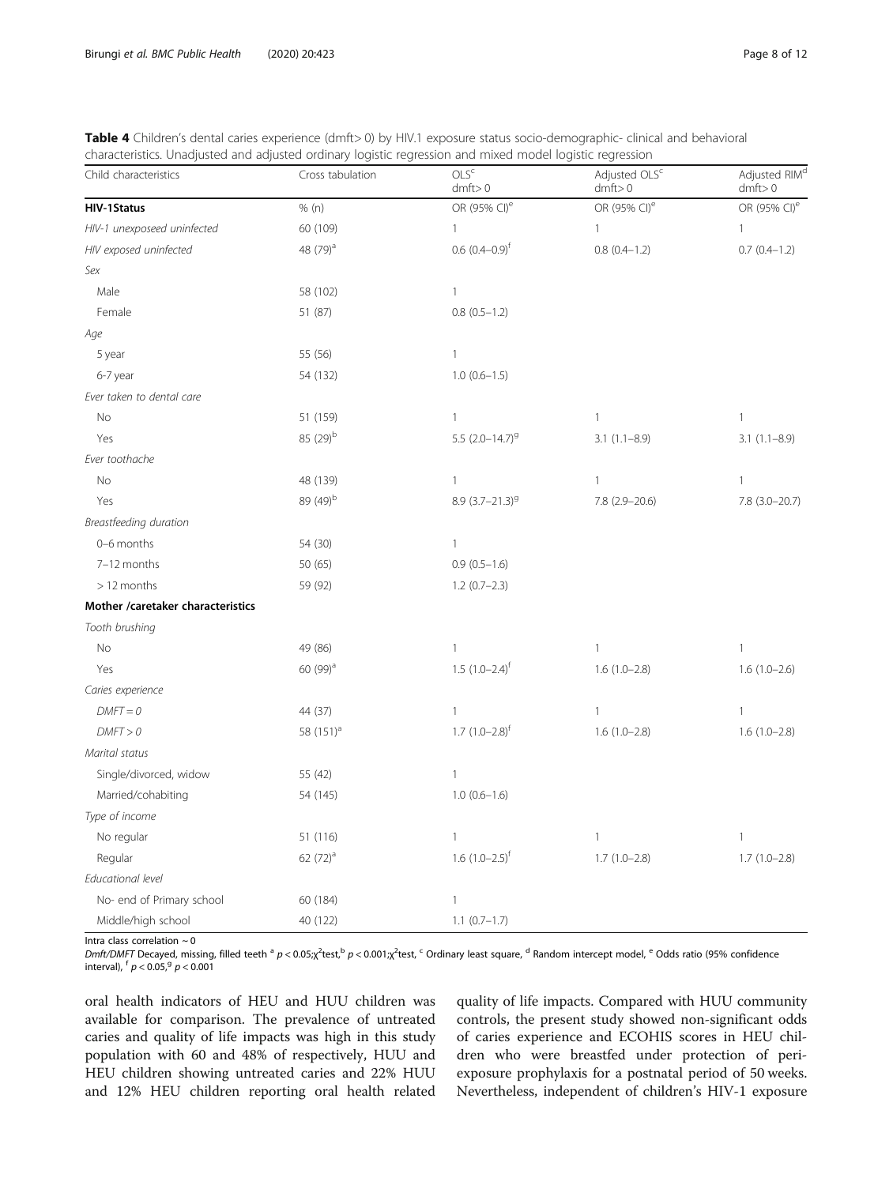**Table 4** Children's dental caries experience (dmft> 0) by HIV.1 exposure status socio-demographic- clinical and behavioral characteristics. Unadjusted and adjusted ordinary logistic regression and mixed model logistic regression

| Child characteristics | Cross tabulation | OLS[c] dmft> 0 | Adjusted OLS[c] dmft> 0 | Adjusted RIM[d] dmft> 0 |
|---|---|---|---|---|
| **HIV-1Status** | % (n) | OR (95% CI)[e] | OR (95% CI)[e] | OR (95% CI)[e] |
| *HIV-1 unexposeed uninfected* | 60 (109) | 1 | 1 | 1 |
| *HIV exposed uninfected* | 48 (79)[a] | 0.6 (0.4–0.9)[f] | 0.8 (0.4–1.2) | 0.7 (0.4–1.2) |
| *Sex* | | | | |
| Male | 58 (102) | 1 | | |
| Female | 51 (87) | 0.8 (0.5–1.2) | | |
| *Age* | | | | |
| 5 year | 55 (56) | 1 | | |
| 6-7 year | 54 (132) | 1.0 (0.6–1.5) | | |
| *Ever taken to dental care* | | | | |
| No | 51 (159) | 1 | 1 | 1 |
| Yes | 85 (29)[b] | 5.5 (2.0–14.7)[g] | 3.1 (1.1–8.9) | 3.1 (1.1–8.9) |
| *Ever toothache* | | | | |
| No | 48 (139) | 1 | 1 | 1 |
| Yes | 89 (49)[b] | 8.9 (3.7–21.3)[g] | 7.8 (2.9–20.6) | 7.8 (3.0–20.7) |
| *Breastfeeding duration* | | | | |
| 0–6 months | 54 (30) | 1 | | |
| 7–12 months | 50 (65) | 0.9 (0.5–1.6) | | |
| > 12 months | 59 (92) | 1.2 (0.7–2.3) | | |
| **Mother /caretaker characteristics** | | | | |
| *Tooth brushing* | | | | |
| No | 49 (86) | 1 | 1 | 1 |
| Yes | 60 (99)[a] | 1.5 (1.0–2.4)[f] | 1.6 (1.0–2.8) | 1.6 (1.0–2.6) |
| *Caries experience* | | | | |
| *DMFT = 0* | 44 (37) | 1 | 1 | 1 |
| *DMFT > 0* | 58 (151)[a] | 1.7 (1.0–2.8)[f] | 1.6 (1.0–2.8) | 1.6 (1.0–2.8) |
| *Marital status* | | | | |
| Single/divorced, widow | 55 (42) | 1 | | |
| Married/cohabiting | 54 (145) | 1.0 (0.6–1.6) | | |
| *Type of income* | | | | |
| No regular | 51 (116) | 1 | 1 | 1 |
| Regular | 62 (72)[a] | 1.6 (1.0–2.5)[f] | 1.7 (1.0–2.8) | 1.7 (1.0–2.8) |
| *Educational level* | | | | |
| No- end of Primary school | 60 (184) | 1 | | |
| Middle/high school | 40 (122) | 1.1 (0.7–1.7) | | |

Intra class correlation ~ 0

*Dmft/DMFT* Decayed, missing, filled teeth [a] $p < 0.05$;$\chi^2$test,[b] $p < 0.001$;$\chi^2$test, [c] Ordinary least square, [d] Random intercept model, [e] Odds ratio (95% confidence interval), [f] $p < 0.05$,[g] $p < 0.001$

oral health indicators of HEU and HUU children was available for comparison. The prevalence of untreated caries and quality of life impacts was high in this study population with 60 and 48% of respectively, HUU and HEU children showing untreated caries and 22% HUU and 12% HEU children reporting oral health related quality of life impacts. Compared with HUU community controls, the present study showed non-significant odds of caries experience and ECOHIS scores in HEU children who were breastfed under protection of peri-exposure prophylaxis for a postnatal period of 50 weeks. Nevertheless, independent of children's HIV-1 exposure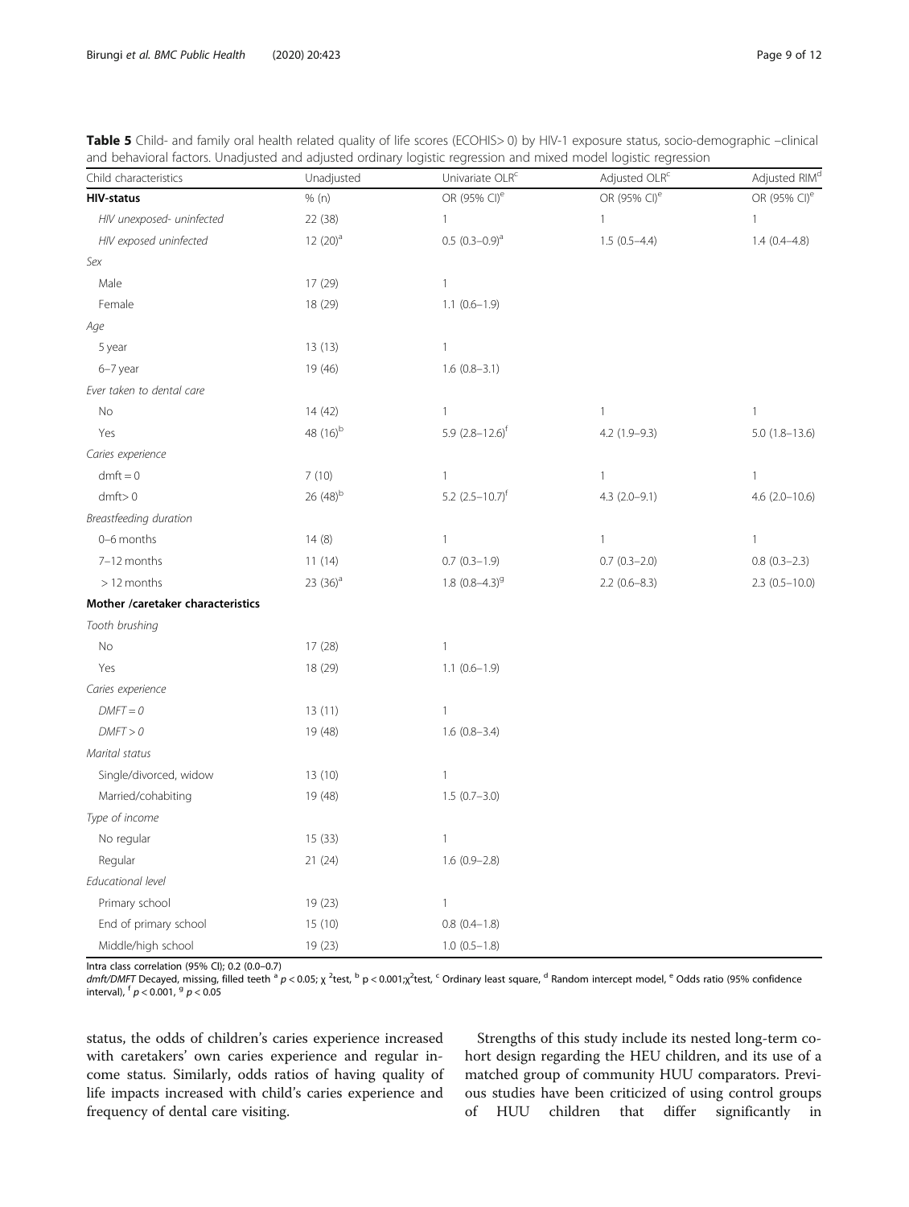**Table 5** Child- and family oral health related quality of life scores (ECOHIS> 0) by HIV-1 exposure status, socio-demographic –clinical and behavioral factors. Unadjusted and adjusted ordinary logistic regression and mixed model logistic regression

| Child characteristics | Unadjusted | Univariate OLR[c] | Adjusted OLR[c] | Adjusted RIM[d] |
|---|---|---|---|---|
| **HIV-status** | % (n) | OR (95% CI)[e] | OR (95% CI)[e] | OR (95% CI)[e] |
| *HIV unexposed- uninfected* | 22 (38) | 1 | 1 | 1 |
| *HIV exposed uninfected* | 12 (20)[a] | 0.5 (0.3–0.9)[a] | 1.5 (0.5–4.4) | 1.4 (0.4–4.8) |
| *Sex* | | | | |
| Male | 17 (29) | 1 | | |
| Female | 18 (29) | 1.1 (0.6–1.9) | | |
| *Age* | | | | |
| 5 year | 13 (13) | 1 | | |
| 6–7 year | 19 (46) | 1.6 (0.8–3.1) | | |
| *Ever taken to dental care* | | | | |
| No | 14 (42) | 1 | 1 | 1 |
| Yes | 48 (16)[b] | 5.9 (2.8–12.6)[f] | 4.2 (1.9–9.3) | 5.0 (1.8–13.6) |
| *Caries experience* | | | | |
| dmft = 0 | 7 (10) | 1 | 1 | 1 |
| dmft> 0 | 26 (48)[b] | 5.2 (2.5–10.7)[f] | 4.3 (2.0–9.1) | 4.6 (2.0–10.6) |
| *Breastfeeding duration* | | | | |
| 0–6 months | 14 (8) | 1 | 1 | 1 |
| 7–12 months | 11 (14) | 0.7 (0.3–1.9) | 0.7 (0.3–2.0) | 0.8 (0.3–2.3) |
| > 12 months | 23 (36)[a] | 1.8 (0.8–4.3)[g] | 2.2 (0.6–8.3) | 2.3 (0.5–10.0) |
| **Mother /caretaker characteristics** | | | | |
| *Tooth brushing* | | | | |
| No | 17 (28) | 1 | | |
| Yes | 18 (29) | 1.1 (0.6–1.9) | | |
| *Caries experience* | | | | |
| *DMFT = 0* | 13 (11) | 1 | | |
| *DMFT > 0* | 19 (48) | 1.6 (0.8–3.4) | | |
| *Marital status* | | | | |
| Single/divorced, widow | 13 (10) | 1 | | |
| Married/cohabiting | 19 (48) | 1.5 (0.7–3.0) | | |
| *Type of income* | | | | |
| No regular | 15 (33) | 1 | | |
| Regular | 21 (24) | 1.6 (0.9–2.8) | | |
| *Educational level* | | | | |
| Primary school | 19 (23) | 1 | | |
| End of primary school | 15 (10) | 0.8 (0.4–1.8) | | |
| Middle/high school | 19 (23) | 1.0 (0.5–1.8) | | |

Intra class correlation (95% CI); 0.2 (0.0–0.7)
*dmft/DMFT* Decayed, missing, filled teeth [a] $p < 0.05$; $\chi^2$test, [b] $p < 0.001$;$\chi^2$test, [c] Ordinary least square, [d] Random intercept model, [e] Odds ratio (95% confidence interval), [f] $p < 0.001$, [g] $p < 0.05$

status, the odds of children's caries experience increased with caretakers' own caries experience and regular income status. Similarly, odds ratios of having quality of life impacts increased with child's caries experience and frequency of dental care visiting.

Strengths of this study include its nested long-term cohort design regarding the HEU children, and its use of a matched group of community HUU comparators. Previous studies have been criticized of using control groups of HUU children that differ significantly in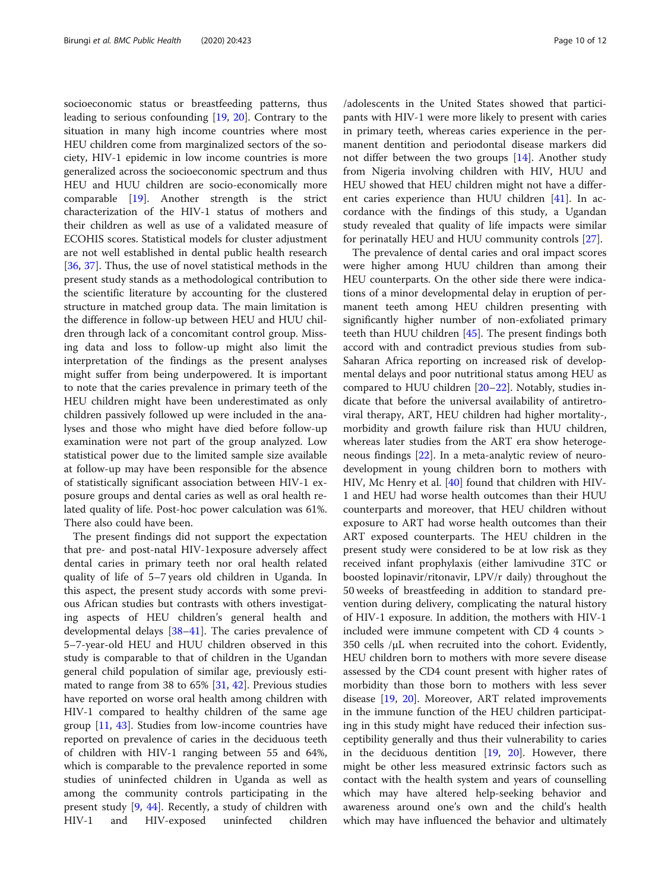socioeconomic status or breastfeeding patterns, thus leading to serious confounding [19, 20]. Contrary to the situation in many high income countries where most HEU children come from marginalized sectors of the society, HIV-1 epidemic in low income countries is more generalized across the socioeconomic spectrum and thus HEU and HUU children are socio-economically more comparable [19]. Another strength is the strict characterization of the HIV-1 status of mothers and their children as well as use of a validated measure of ECOHIS scores. Statistical models for cluster adjustment are not well established in dental public health research [36, 37]. Thus, the use of novel statistical methods in the present study stands as a methodological contribution to the scientific literature by accounting for the clustered structure in matched group data. The main limitation is the difference in follow-up between HEU and HUU children through lack of a concomitant control group. Missing data and loss to follow-up might also limit the interpretation of the findings as the present analyses might suffer from being underpowered. It is important to note that the caries prevalence in primary teeth of the HEU children might have been underestimated as only children passively followed up were included in the analyses and those who might have died before follow-up examination were not part of the group analyzed. Low statistical power due to the limited sample size available at follow-up may have been responsible for the absence of statistically significant association between HIV-1 exposure groups and dental caries as well as oral health related quality of life. Post-hoc power calculation was 61%. There also could have been.

The present findings did not support the expectation that pre- and post-natal HIV-1exposure adversely affect dental caries in primary teeth nor oral health related quality of life of 5–7 years old children in Uganda. In this aspect, the present study accords with some previous African studies but contrasts with others investigating aspects of HEU children's general health and developmental delays [38–41]. The caries prevalence of 5–7-year-old HEU and HUU children observed in this study is comparable to that of children in the Ugandan general child population of similar age, previously estimated to range from 38 to 65% [31, 42]. Previous studies have reported on worse oral health among children with HIV-1 compared to healthy children of the same age group [11, 43]. Studies from low-income countries have reported on prevalence of caries in the deciduous teeth of children with HIV-1 ranging between 55 and 64%, which is comparable to the prevalence reported in some studies of uninfected children in Uganda as well as among the community controls participating in the present study [9, 44]. Recently, a study of children with HIV-1 and HIV-exposed uninfected children /adolescents in the United States showed that participants with HIV-1 were more likely to present with caries in primary teeth, whereas caries experience in the permanent dentition and periodontal disease markers did not differ between the two groups [14]. Another study from Nigeria involving children with HIV, HUU and HEU showed that HEU children might not have a different caries experience than HUU children [41]. In accordance with the findings of this study, a Ugandan study revealed that quality of life impacts were similar for perinatally HEU and HUU community controls [27].

The prevalence of dental caries and oral impact scores were higher among HUU children than among their HEU counterparts. On the other side there were indications of a minor developmental delay in eruption of permanent teeth among HEU children presenting with significantly higher number of non-exfoliated primary teeth than HUU children [45]. The present findings both accord with and contradict previous studies from sub-Saharan Africa reporting on increased risk of developmental delays and poor nutritional status among HEU as compared to HUU children [20–22]. Notably, studies indicate that before the universal availability of antiretroviral therapy, ART, HEU children had higher mortality-, morbidity and growth failure risk than HUU children, whereas later studies from the ART era show heterogeneous findings [22]. In a meta-analytic review of neurodevelopment in young children born to mothers with HIV, Mc Henry et al. [40] found that children with HIV-1 and HEU had worse health outcomes than their HUU counterparts and moreover, that HEU children without exposure to ART had worse health outcomes than their ART exposed counterparts. The HEU children in the present study were considered to be at low risk as they received infant prophylaxis (either lamivudine 3TC or boosted lopinavir/ritonavir, LPV/r daily) throughout the 50 weeks of breastfeeding in addition to standard prevention during delivery, complicating the natural history of HIV-1 exposure. In addition, the mothers with HIV-1 included were immune competent with CD 4 counts > 350 cells /μL when recruited into the cohort. Evidently, HEU children born to mothers with more severe disease assessed by the CD4 count present with higher rates of morbidity than those born to mothers with less sever disease [19, 20]. Moreover, ART related improvements in the immune function of the HEU children participating in this study might have reduced their infection susceptibility generally and thus their vulnerability to caries in the deciduous dentition [19, 20]. However, there might be other less measured extrinsic factors such as contact with the health system and years of counselling which may have altered help-seeking behavior and awareness around one's own and the child's health which may have influenced the behavior and ultimately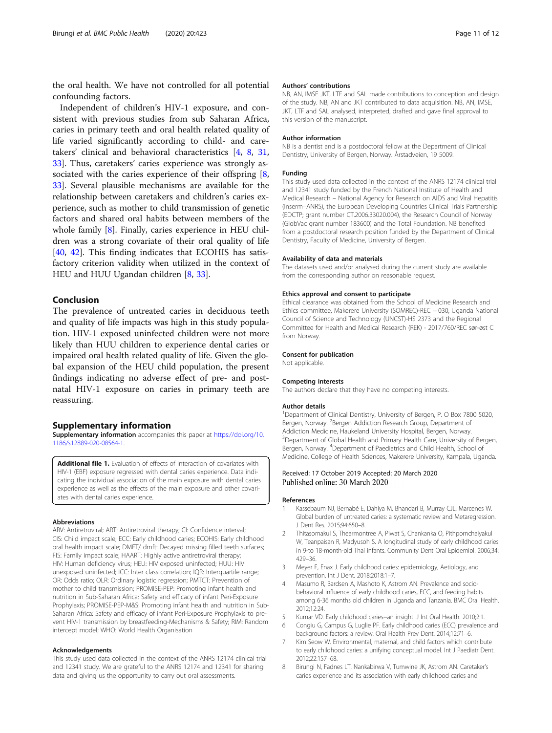the oral health. We have not controlled for all potential confounding factors.

Independent of children's HIV-1 exposure, and consistent with previous studies from sub Saharan Africa, caries in primary teeth and oral health related quality of life varied significantly according to child- and caretakers' clinical and behavioral characteristics [4, 8, 31, 33]. Thus, caretakers' caries experience was strongly associated with the caries experience of their offspring [8, 33]. Several plausible mechanisms are available for the relationship between caretakers and children's caries experience, such as mother to child transmission of genetic factors and shared oral habits between members of the whole family [8]. Finally, caries experience in HEU children was a strong covariate of their oral quality of life [40, 42]. This finding indicates that ECOHIS has satisfactory criterion validity when utilized in the context of HEU and HUU Ugandan children [8, 33].

## Conclusion

The prevalence of untreated caries in deciduous teeth and quality of life impacts was high in this study population. HIV-1 exposed uninfected children were not more likely than HUU children to experience dental caries or impaired oral health related quality of life. Given the global expansion of the HEU child population, the present findings indicating no adverse effect of pre- and post-natal HIV-1 exposure on caries in primary teeth are reassuring.

## Supplementary information

**Supplementary information** accompanies this paper at https://doi.org/10.1186/s12889-020-08564-1.

**Additional file 1.** Evaluation of effects of interaction of covariates with HIV-1 (EBF) exposure regressed with dental caries experience. Data indicating the individual association of the main exposure with dental caries experience as well as the effects of the main exposure and other covariates with dental caries experience.

#### Abbreviations

ARV: Antiretroviral; ART: Antiretroviral therapy; CI: Confidence interval; CIS: Child impact scale; ECC: Early childhood caries; ECOHIS: Early childhood oral health impact scale; DMFT/ dmft: Decayed missing filled teeth surfaces; FIS: Family impact scale; HAART: Highly active antiretroviral therapy; HIV: Human deficiency virus; HEU: HIV exposed uninfected; HUU: HIV unexposed uninfected; ICC: Inter class correlation; IQR: Interquartile range; OR: Odds ratio; OLR: Ordinary logistic regression; PMTCT: Prevention of mother to child transmission; PROMISE-PEP: Promoting infant health and nutrition in Sub-Saharan Africa: Safety and efficacy of infant Peri-Exposure Prophylaxis; PROMISE-PEP-M&S: Promoting infant health and nutrition in Sub-Saharan Africa: Safety and efficacy of infant Peri-Exposure Prophylaxis to prevent HIV-1 transmission by breastfeeding-Mechanisms & Safety; RIM: Random intercept model; WHO: World Health Organisation

#### Acknowledgements

This study used data collected in the context of the ANRS 12174 clinical trial and 12341 study. We are grateful to the ANRS 12174 and 12341 for sharing data and giving us the opportunity to carry out oral assessments.

#### Authors' contributions

NB, AN, IMSE JKT, LTF and SAL made contributions to conception and design of the study. NB, AN and JKT contributed to data acquisition. NB, AN, IMSE, JKT, LTF and SAL analysed, interpreted, drafted and gave final approval to this version of the manuscript.

#### Author information

NB is a dentist and is a postdoctoral fellow at the Department of Clinical Dentistry, University of Bergen, Norway. Årstadveien, 19 5009.

#### Funding

This study used data collected in the context of the ANRS 12174 clinical trial and 12341 study funded by the French National Institute of Health and Medical Research – National Agency for Research on AIDS and Viral Hepatitis (Inserm–ANRS), the European Developing Countries Clinical Trials Partnership (EDCTP; grant number CT.2006.33020.004), the Research Council of Norway (GlobVac grant number 183600) and the Total Foundation. NB benefited from a postdoctoral research position funded by the Department of Clinical Dentistry, Faculty of Medicine, University of Bergen.

#### Availability of data and materials

The datasets used and/or analysed during the current study are available from the corresponding author on reasonable request.

#### Ethics approval and consent to participate

Ethical clearance was obtained from the School of Medicine Research and Ethics committee, Makerere University (SOMREC)-REC – 030, Uganda National Council of Science and Technology (UNCST)-HS 2373 and the Regional Committee for Health and Medical Research (REK) - 2017/760/REC sør-øst C from Norway.

#### Consent for publication

Not applicable.

#### Competing interests

The authors declare that they have no competing interests.

#### Author details

[1]Department of Clinical Dentistry, University of Bergen, P. O Box 7800 5020, Bergen, Norway. [2]Bergen Addiction Research Group, Department of Addiction Medicine, Haukeland University Hospital, Bergen, Norway. [3]Department of Global Health and Primary Health Care, University of Bergen, Bergen, Norway. [4]Department of Paediatrics and Child Health, School of Medicine, College of Health Sciences, Makerere University, Kampala, Uganda.

Received: 17 October 2019 Accepted: 20 March 2020
Published online: 30 March 2020

#### References

1. Kassebaum NJ, Bernabé E, Dahiya M, Bhandari B, Murray CJL, Marcenes W. Global burden of untreated caries: a systematic review and Metaregression. J Dent Res. 2015;94:650–8.
2. Thitasomakul S, Thearmontree A, Piwat S, Chankanka O, Pithpornchaiyakul W, Teanpaisan R, Madyusoh S. A longitudinal study of early childhood caries in 9-to 18-month-old Thai infants. Community Dent Oral Epidemiol. 2006;34:429–36.
3. Meyer F, Enax J. Early childhood caries: epidemiology, Aetiology, and prevention. Int J Dent. 2018;2018:1–7.
4. Masumo R, Bardsen A, Mashoto K, Astrom AN. Prevalence and socio-behavioral influence of early childhood caries, ECC, and feeding habits among 6-36 months old children in Uganda and Tanzania. BMC Oral Health. 2012;12:24.
5. Kumar VD. Early childhood caries--an insight. J Int Oral Health. 2010;2:1.
6. Congiu G, Campus G, Luglie PF. Early childhood caries (ECC) prevalence and background factors: a review. Oral Health Prev Dent. 2014;12:71–6.
7. Kim Seow W. Environmental, maternal, and child factors which contribute to early childhood caries: a unifying conceptual model. Int J Paediatr Dent. 2012;22:157–68.
8. Birungi N, Fadnes LT, Nankabirwa V, Tumwine JK, Astrom AN. Caretaker's caries experience and its association with early childhood caries and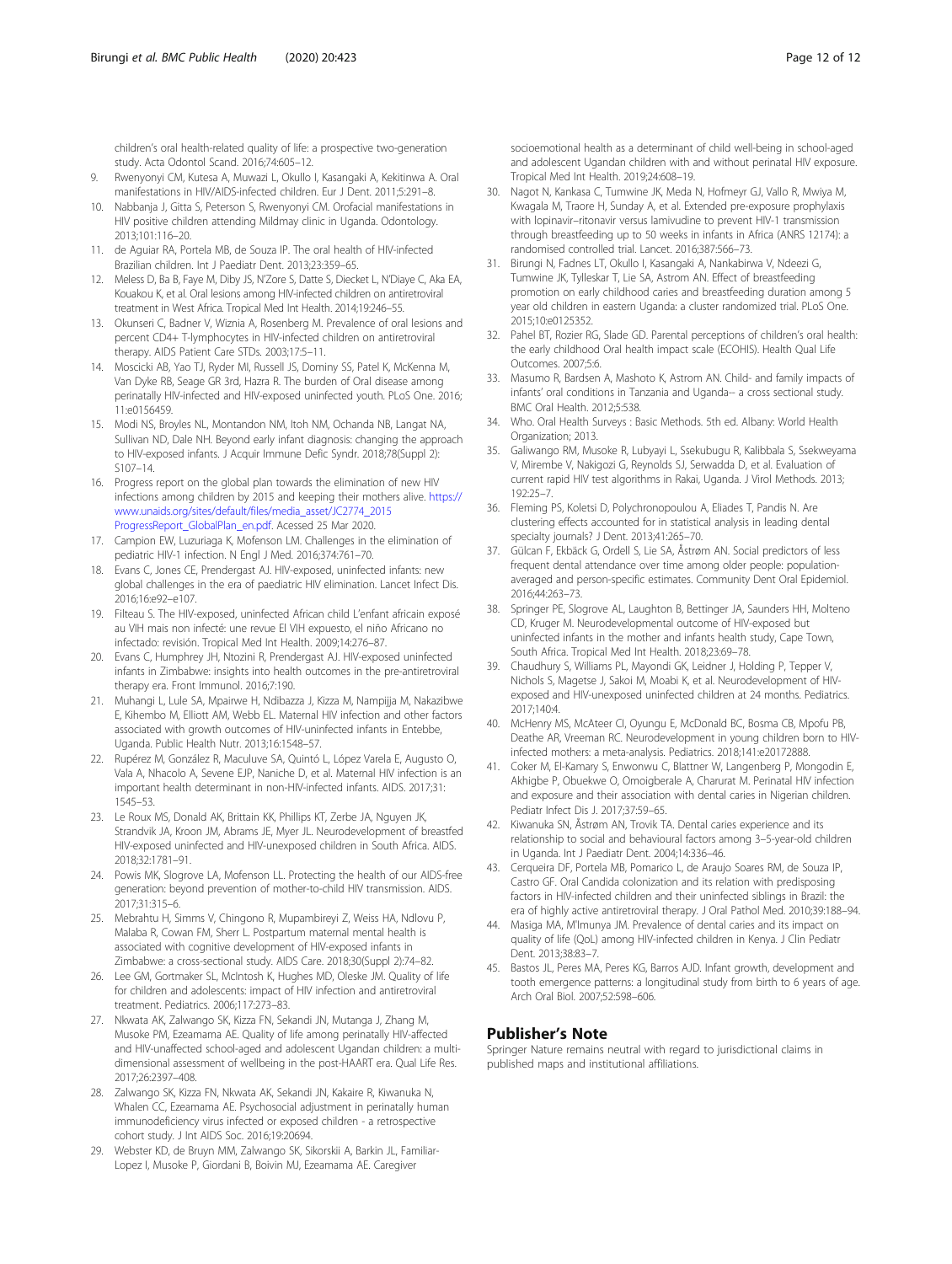children's oral health-related quality of life: a prospective two-generation study. Acta Odontol Scand. 2016;74:605–12.

9. Rwenyonyi CM, Kutesa A, Muwazi L, Okullo I, Kasangaki A, Kekitinwa A. Oral manifestations in HIV/AIDS-infected children. Eur J Dent. 2011;5:291–8.
10. Nabbanja J, Gitta S, Peterson S, Rwenyonyi CM. Orofacial manifestations in HIV positive children attending Mildmay clinic in Uganda. Odontology. 2013;101:116–20.
11. de Aguiar RA, Portela MB, de Souza IP. The oral health of HIV-infected Brazilian children. Int J Paediatr Dent. 2013;23:359–65.
12. Meless D, Ba B, Faye M, Diby JS, N'Zore S, Datte S, Diecket L, N'Diaye C, Aka EA, Kouakou K, et al. Oral lesions among HIV-infected children on antiretroviral treatment in West Africa. Tropical Med Int Health. 2014;19:246–55.
13. Okunseri C, Badner V, Wiznia A, Rosenberg M. Prevalence of oral lesions and percent CD4+ T-lymphocytes in HIV-infected children on antiretroviral therapy. AIDS Patient Care STDs. 2003;17:5–11.
14. Moscicki AB, Yao TJ, Ryder MI, Russell JS, Dominy SS, Patel K, McKenna M, Van Dyke RB, Seage GR 3rd, Hazra R. The burden of Oral disease among perinatally HIV-infected and HIV-exposed uninfected youth. PLoS One. 2016; 11:e0156459.
15. Modi NS, Broyles NL, Montandon NM, Itoh NM, Ochanda NB, Langat NA, Sullivan ND, Dale NH. Beyond early infant diagnosis: changing the approach to HIV-exposed infants. J Acquir Immune Defic Syndr. 2018;78(Suppl 2): S107–14.
16. Progress report on the global plan towards the elimination of new HIV infections among children by 2015 and keeping their mothers alive. https://www.unaids.org/sites/default/files/media_asset/JC2774_2015ProgressReport_GlobalPlan_en.pdf. Acessed 25 Mar 2020.
17. Campion EW, Luzuriaga K, Mofenson LM. Challenges in the elimination of pediatric HIV-1 infection. N Engl J Med. 2016;374:761–70.
18. Evans C, Jones CE, Prendergast AJ. HIV-exposed, uninfected infants: new global challenges in the era of paediatric HIV elimination. Lancet Infect Dis. 2016;16:e92–e107.
19. Filteau S. The HIV-exposed, uninfected African child L'enfant africain exposé au VIH mais non infecté: une revue El VIH expuesto, el niño Africano no infectado: revisión. Tropical Med Int Health. 2009;14:276–87.
20. Evans C, Humphrey JH, Ntozini R, Prendergast AJ. HIV-exposed uninfected infants in Zimbabwe: insights into health outcomes in the pre-antiretroviral therapy era. Front Immunol. 2016;7:190.
21. Muhangi L, Lule SA, Mpairwe H, Ndibazza J, Kizza M, Nampijja M, Nakazibwe E, Kihembo M, Elliott AM, Webb EL. Maternal HIV infection and other factors associated with growth outcomes of HIV-uninfected infants in Entebbe, Uganda. Public Health Nutr. 2013;16:1548–57.
22. Rupérez M, González R, Maculuve SA, Quintó L, López Varela E, Augusto O, Vala A, Nhacolo A, Sevene EJP, Naniche D, et al. Maternal HIV infection is an important health determinant in non-HIV-infected infants. AIDS. 2017;31: 1545–53.
23. Le Roux MS, Donald AK, Brittain KK, Phillips KT, Zerbe JA, Nguyen JK, Strandvik JA, Kroon JM, Abrams JE, Myer JL. Neurodevelopment of breastfed HIV-exposed uninfected and HIV-unexposed children in South Africa. AIDS. 2018;32:1781–91.
24. Powis MK, Slogrove LA, Mofenson LL. Protecting the health of our AIDS-free generation: beyond prevention of mother-to-child HIV transmission. AIDS. 2017;31:315–6.
25. Mebrahtu H, Simms V, Chingono R, Mupambireyi Z, Weiss HA, Ndlovu P, Malaba R, Cowan FM, Sherr L. Postpartum maternal mental health is associated with cognitive development of HIV-exposed infants in Zimbabwe: a cross-sectional study. AIDS Care. 2018;30(Suppl 2):74–82.
26. Lee GM, Gortmaker SL, McIntosh K, Hughes MD, Oleske JM. Quality of life for children and adolescents: impact of HIV infection and antiretroviral treatment. Pediatrics. 2006;117:273–83.
27. Nkwata AK, Zalwango SK, Kizza FN, Sekandi JN, Mutanga J, Zhang M, Musoke PM, Ezeamama AE. Quality of life among perinatally HIV-affected and HIV-unaffected school-aged and adolescent Ugandan children: a multi-dimensional assessment of wellbeing in the post-HAART era. Qual Life Res. 2017;26:2397–408.
28. Zalwango SK, Kizza FN, Nkwata AK, Sekandi JN, Kakaire R, Kiwanuka N, Whalen CC, Ezeamama AE. Psychosocial adjustment in perinatally human immunodeficiency virus infected or exposed children - a retrospective cohort study. J Int AIDS Soc. 2016;19:20694.
29. Webster KD, de Bruyn MM, Zalwango SK, Sikorskii A, Barkin JL, Familiar-Lopez I, Musoke P, Giordani B, Boivin MJ, Ezeamama AE. Caregiver socioemotional health as a determinant of child well-being in school-aged and adolescent Ugandan children with and without perinatal HIV exposure. Tropical Med Int Health. 2019;24:608–19.
30. Nagot N, Kankasa C, Tumwine JK, Meda N, Hofmeyr GJ, Vallo R, Mwiya M, Kwagala M, Traore H, Sunday A, et al. Extended pre-exposure prophylaxis with lopinavir–ritonavir versus lamivudine to prevent HIV-1 transmission through breastfeeding up to 50 weeks in infants in Africa (ANRS 12174): a randomised controlled trial. Lancet. 2016;387:566–73.
31. Birungi N, Fadnes LT, Okullo I, Kasangaki A, Nankabirwa V, Ndeezi G, Tumwine JK, Tylleskar T, Lie SA, Astrom AN. Effect of breastfeeding promotion on early childhood caries and breastfeeding duration among 5 year old children in eastern Uganda: a cluster randomized trial. PLoS One. 2015;10:e0125352.
32. Pahel BT, Rozier RG, Slade GD. Parental perceptions of children's oral health: the early childhood Oral health impact scale (ECOHIS). Health Qual Life Outcomes. 2007;5:6.
33. Masumo R, Bardsen A, Mashoto K, Astrom AN. Child- and family impacts of infants' oral conditions in Tanzania and Uganda-- a cross sectional study. BMC Oral Health. 2012;5:538.
34. Who. Oral Health Surveys : Basic Methods. 5th ed. Albany: World Health Organization; 2013.
35. Galiwango RM, Musoke R, Lubyayi L, Ssekubugu R, Kalibbala S, Ssekweyama V, Mirembe V, Nakigozi G, Reynolds SJ, Serwadda D, et al. Evaluation of current rapid HIV test algorithms in Rakai, Uganda. J Virol Methods. 2013; 192:25–7.
36. Fleming PS, Koletsi D, Polychronopoulou A, Eliades T, Pandis N. Are clustering effects accounted for in statistical analysis in leading dental specialty journals? J Dent. 2013;41:265–70.
37. Gülcan F, Ekbäck G, Ordell S, Lie SA, Åstrøm AN. Social predictors of less frequent dental attendance over time among older people: population-averaged and person-specific estimates. Community Dent Oral Epidemiol. 2016;44:263–73.
38. Springer PE, Slogrove AL, Laughton B, Bettinger JA, Saunders HH, Molteno CD, Kruger M. Neurodevelopmental outcome of HIV-exposed but uninfected infants in the mother and infants health study, Cape Town, South Africa. Tropical Med Int Health. 2018;23:69–78.
39. Chaudhury S, Williams PL, Mayondi GK, Leidner J, Holding P, Tepper V, Nichols S, Magetse J, Sakoi M, Moabi K, et al. Neurodevelopment of HIV-exposed and HIV-unexposed uninfected children at 24 months. Pediatrics. 2017;140:4.
40. McHenry MS, McAteer CI, Oyungu E, McDonald BC, Bosma CB, Mpofu PB, Deathe AR, Vreeman RC. Neurodevelopment in young children born to HIV-infected mothers: a meta-analysis. Pediatrics. 2018;141:e20172888.
41. Coker M, El-Kamary S, Enwonwu C, Blattner W, Langenberg P, Mongodin E, Akhigbe P, Obuekwe O, Omoigberale A, Charurat M. Perinatal HIV infection and exposure and their association with dental caries in Nigerian children. Pediatr Infect Dis J. 2017;37:59–65.
42. Kiwanuka SN, Åstrøm AN, Trovik TA. Dental caries experience and its relationship to social and behavioural factors among 3–5-year-old children in Uganda. Int J Paediatr Dent. 2004;14:336–46.
43. Cerqueira DF, Portela MB, Pomarico L, de Araujo Soares RM, de Souza IP, Castro GF. Oral Candida colonization and its relation with predisposing factors in HIV-infected children and their uninfected siblings in Brazil: the era of highly active antiretroviral therapy. J Oral Pathol Med. 2010;39:188–94.
44. Masiga MA, M'Imunya JM. Prevalence of dental caries and its impact on quality of life (QoL) among HIV-infected children in Kenya. J Clin Pediatr Dent. 2013;38:83–7.
45. Bastos JL, Peres MA, Peres KG, Barros AJD. Infant growth, development and tooth emergence patterns: a longitudinal study from birth to 6 years of age. Arch Oral Biol. 2007;52:598–606.

## Publisher's Note

Springer Nature remains neutral with regard to jurisdictional claims in published maps and institutional affiliations.